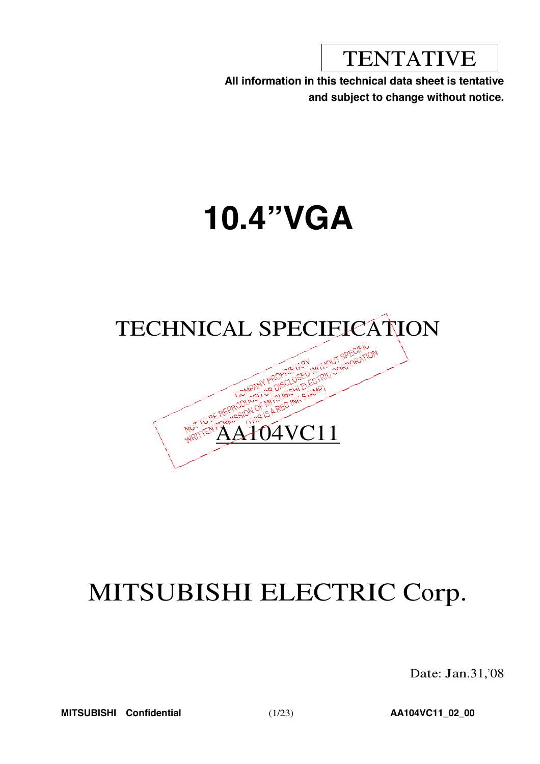TENTATIVE

**All information in this technical data sheet is tentative and subject to change without notice.**

# 10.4”VGA

## TECHNICAL SPECIFICATION

COMPANY PROPRIETARY
NOT TO BE REPRODUCED OR DISCLOSED WITHOUT SPECIFIC WRITTEN PERMISSION OF MITSUBISHI ELECTRIC CORPORATION
(THIS IS A RED INK STAMP)

## AA104VC11

# MITSUBISHI ELECTRIC Corp.

Date: Jan.31,'08

**MITSUBISHI Confidential** **AA104VC11_02_00**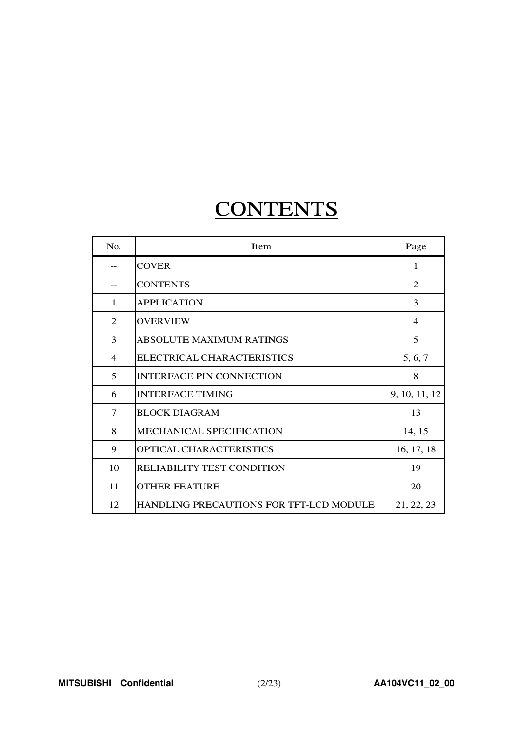# CONTENTS

| No. | Item | Page |
|---|---|---|
| -- | COVER | 1 |
| -- | CONTENTS | 2 |
| 1 | APPLICATION | 3 |
| 2 | OVERVIEW | 4 |
| 3 | ABSOLUTE MAXIMUM RATINGS | 5 |
| 4 | ELECTRICAL CHARACTERISTICS | 5, 6, 7 |
| 5 | INTERFACE PIN CONNECTION | 8 |
| 6 | INTERFACE TIMING | 9, 10, 11, 12 |
| 7 | BLOCK DIAGRAM | 13 |
| 8 | MECHANICAL SPECIFICATION | 14, 15 |
| 9 | OPTICAL CHARACTERISTICS | 16, 17, 18 |
| 10 | RELIABILITY TEST CONDITION | 19 |
| 11 | OTHER FEATURE | 20 |
| 12 | HANDLING PRECAUTIONS FOR TFT-LCD MODULE | 21, 22, 23 |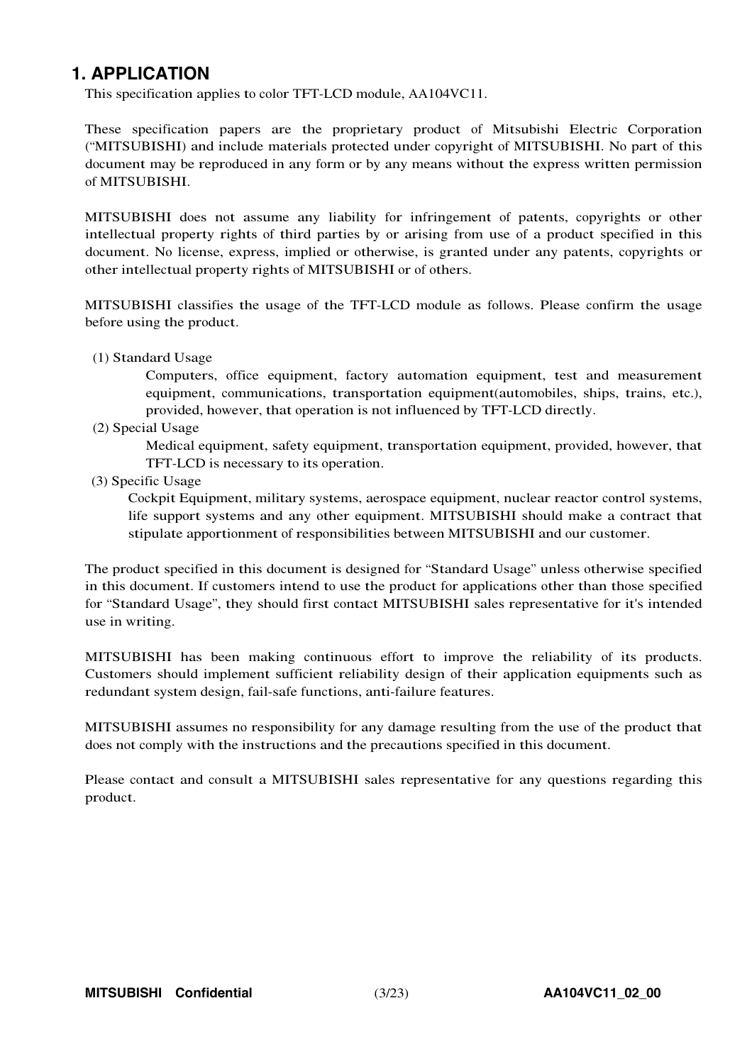# 1. APPLICATION

This specification applies to color TFT-LCD module, AA104VC11.

These specification papers are the proprietary product of Mitsubishi Electric Corporation ("MITSUBISHI) and include materials protected under copyright of MITSUBISHI. No part of this document may be reproduced in any form or by any means without the express written permission of MITSUBISHI.

MITSUBISHI does not assume any liability for infringement of patents, copyrights or other intellectual property rights of third parties by or arising from use of a product specified in this document. No license, express, implied or otherwise, is granted under any patents, copyrights or other intellectual property rights of MITSUBISHI or of others.

MITSUBISHI classifies the usage of the TFT-LCD module as follows. Please confirm the usage before using the product.

(1) Standard Usage
Computers, office equipment, factory automation equipment, test and measurement equipment, communications, transportation equipment(automobiles, ships, trains, etc.), provided, however, that operation is not influenced by TFT-LCD directly.

(2) Special Usage
Medical equipment, safety equipment, transportation equipment, provided, however, that TFT-LCD is necessary to its operation.

(3) Specific Usage
Cockpit Equipment, military systems, aerospace equipment, nuclear reactor control systems, life support systems and any other equipment. MITSUBISHI should make a contract that stipulate apportionment of responsibilities between MITSUBISHI and our customer.

The product specified in this document is designed for "Standard Usage" unless otherwise specified in this document. If customers intend to use the product for applications other than those specified for "Standard Usage", they should first contact MITSUBISHI sales representative for it's intended use in writing.

MITSUBISHI has been making continuous effort to improve the reliability of its products. Customers should implement sufficient reliability design of their application equipments such as redundant system design, fail-safe functions, anti-failure features.

MITSUBISHI assumes no responsibility for any damage resulting from the use of the product that does not comply with the instructions and the precautions specified in this document.

Please contact and consult a MITSUBISHI sales representative for any questions regarding this product.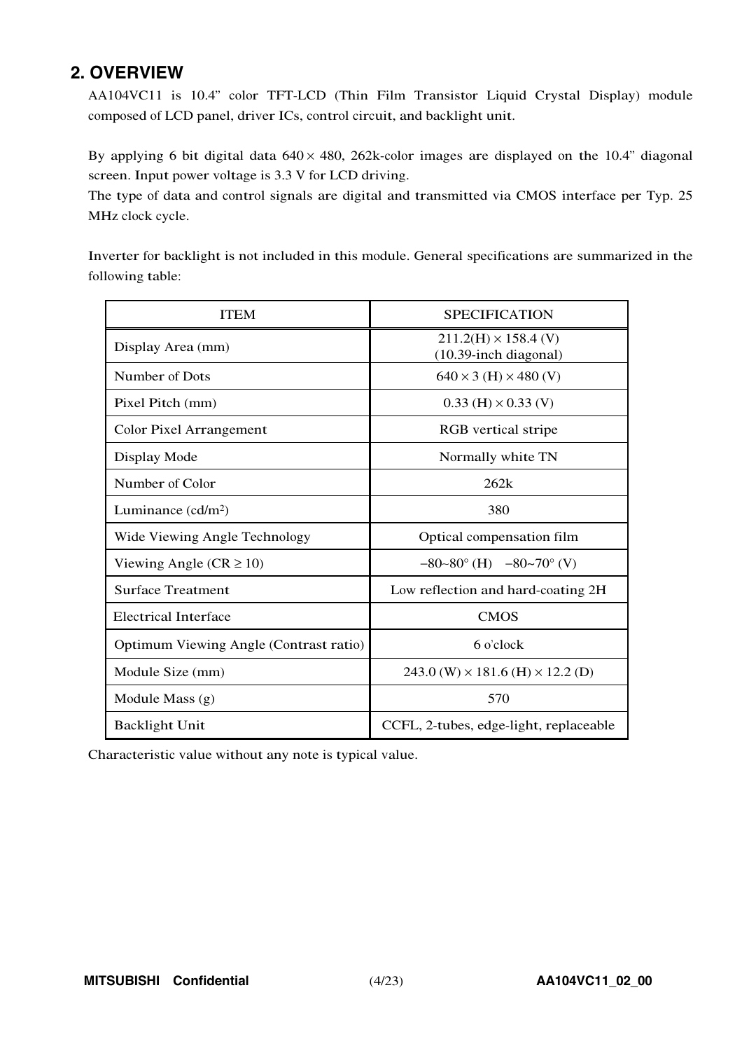## 2. OVERVIEW

AA104VC11 is 10.4” color TFT-LCD (Thin Film Transistor Liquid Crystal Display) module composed of LCD panel, driver ICs, control circuit, and backlight unit.

By applying 6 bit digital data 640 × 480, 262k-color images are displayed on the 10.4” diagonal screen. Input power voltage is 3.3 V for LCD driving.
The type of data and control signals are digital and transmitted via CMOS interface per Typ. 25 MHz clock cycle.

Inverter for backlight is not included in this module. General specifications are summarized in the following table:

| ITEM | SPECIFICATION |
|---|---|
| Display Area (mm) | 211.2(H) × 158.4 (V) (10.39-inch diagonal) |
| Number of Dots | 640 × 3 (H) × 480 (V) |
| Pixel Pitch (mm) | 0.33 (H) × 0.33 (V) |
| Color Pixel Arrangement | RGB vertical stripe |
| Display Mode | Normally white TN |
| Number of Color | 262k |
| Luminance (cd/m²) | 380 |
| Wide Viewing Angle Technology | Optical compensation film |
| Viewing Angle (CR ≥ 10) | −80~80° (H) −80~70° (V) |
| Surface Treatment | Low reflection and hard-coating 2H |
| Electrical Interface | CMOS |
| Optimum Viewing Angle (Contrast ratio) | 6 o'clock |
| Module Size (mm) | 243.0 (W) × 181.6 (H) × 12.2 (D) |
| Module Mass (g) | 570 |
| Backlight Unit | CCFL, 2-tubes, edge-light, replaceable |

Characteristic value without any note is typical value.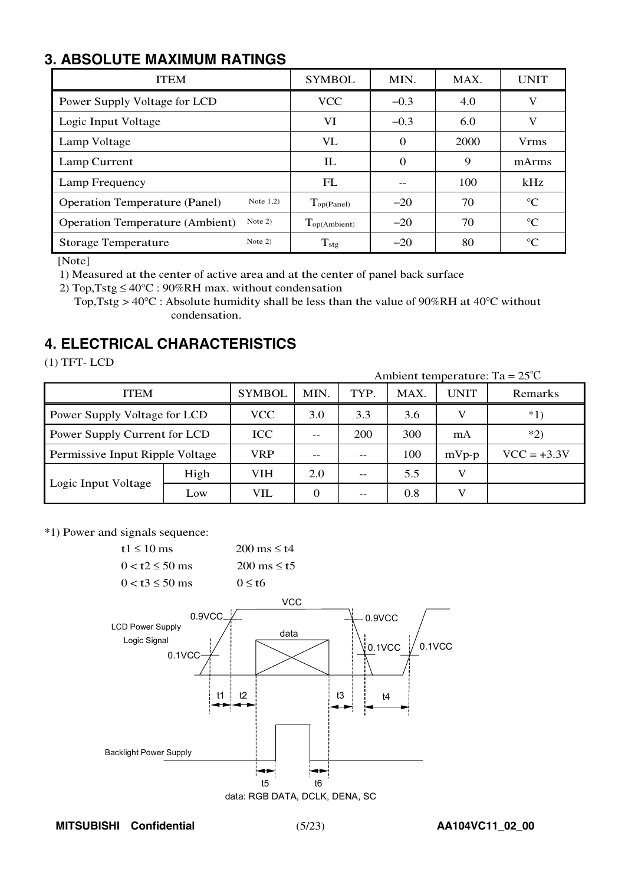## 3. ABSOLUTE MAXIMUM RATINGS

| ITEM | SYMBOL | MIN. | MAX. | UNIT |
|---|---|---|---|---|
| Power Supply Voltage for LCD | VCC | −0.3 | 4.0 | V |
| Logic Input Voltage | VI | −0.3 | 6.0 | V |
| Lamp Voltage | VL | 0 | 2000 | Vrms |
| Lamp Current | IL | 0 | 9 | mArms |
| Lamp Frequency | FL | -- | 100 | kHz |
| Operation Temperature (Panel) Note 1,2) | $T_{op(Panel)}$ | −20 | 70 | °C |
| Operation Temperature (Ambient) Note 2) | $T_{op(Ambient)}$ | −20 | 70 | °C |
| Storage Temperature Note 2) | $T_{stg}$ | −20 | 80 | °C |

[Note]

1) Measured at the center of active area and at the center of panel back surface

2) Top,Tstg ≤ 40°C : 90%RH max. without condensation
   Top,Tstg > 40°C : Absolute humidity shall be less than the value of 90%RH at 40°C without condensation.

## 4. ELECTRICAL CHARACTERISTICS

(1) TFT- LCD

Ambient temperature: Ta = 25℃

| ITEM | | SYMBOL | MIN. | TYP. | MAX. | UNIT | Remarks |
|---|---|---|---|---|---|---|---|
| Power Supply Voltage for LCD | | VCC | 3.0 | 3.3 | 3.6 | V | *1) |
| Power Supply Current for LCD | | ICC | -- | 200 | 300 | mA | *2) |
| Permissive Input Ripple Voltage | | VRP | -- | -- | 100 | mVp-p | VCC = +3.3V |
| Logic Input Voltage | High | VIH | 2.0 | -- | 5.5 | V | |
| | Low | VIL | 0 | -- | 0.8 | V | |

*1) Power and signals sequence:

| | |
|---|---|
| t1 ≤ 10 ms | 200 ms ≤ t4 |
| 0 < t2 ≤ 50 ms | 200 ms ≤ t5 |
| 0 < t3 ≤ 50 ms | 0 ≤ t6 |

data: RGB DATA, DCLK, DENA, SC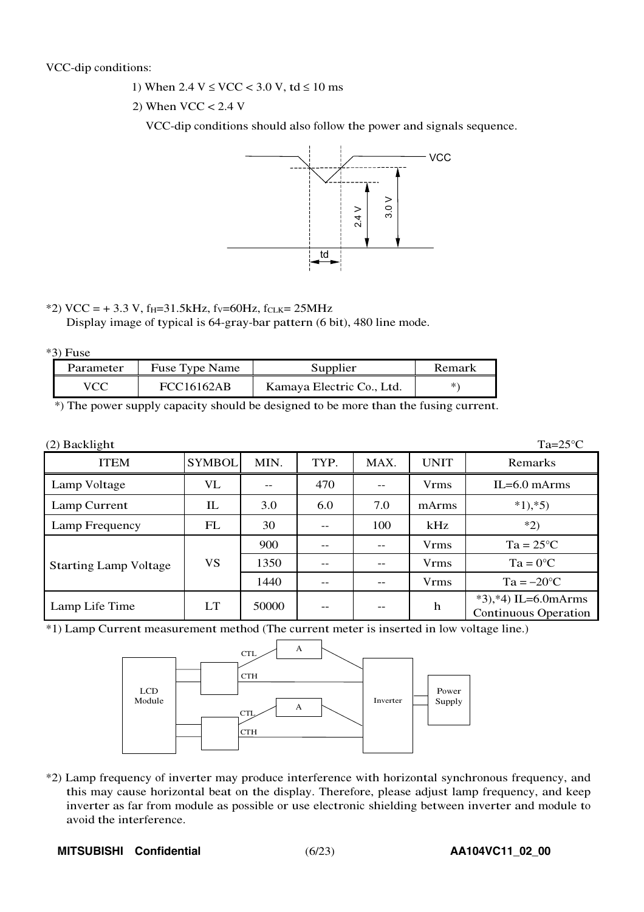VCC-dip conditions:

1) When 2.4 V ≤ VCC < 3.0 V, td ≤ 10 ms

2) When VCC < 2.4 V

VCC-dip conditions should also follow the power and signals sequence.

*2) VCC = + 3.3 V, $f_H$=31.5kHz, $f_V$=60Hz, $f_{CLK}$= 25MHz
Display image of typical is 64-gray-bar pattern (6 bit), 480 line mode.

*3) Fuse

| Parameter | Fuse Type Name | Supplier | Remark |
|---|---|---|---|
| VCC | FCC16162AB | Kamaya Electric Co., Ltd. | *) |

*) The power supply capacity should be designed to be more than the fusing current.

(2) Backlight Ta=25°C

| ITEM | SYMBOL | MIN. | TYP. | MAX. | UNIT | Remarks |
|---|---|---|---|---|---|---|
| Lamp Voltage | VL | -- | 470 | -- | Vrms | IL=6.0 mArms |
| Lamp Current | IL | 3.0 | 6.0 | 7.0 | mArms | *1),*5) |
| Lamp Frequency | FL | 30 | -- | 100 | kHz | *2) |
| Starting Lamp Voltage | VS | 900 | -- | -- | Vrms | Ta = 25°C |
| | | 1350 | -- | -- | Vrms | Ta = 0°C |
| | | 1440 | -- | -- | Vrms | Ta = −20°C |
| Lamp Life Time | LT | 50000 | -- | -- | h | *3),*4) IL=6.0mArms Continuous Operation |

*1) Lamp Current measurement method (The current meter is inserted in low voltage line.)

*2) Lamp frequency of inverter may produce interference with horizontal synchronous frequency, and this may cause horizontal beat on the display. Therefore, please adjust lamp frequency, and keep inverter as far from module as possible or use electronic shielding between inverter and module to avoid the interference.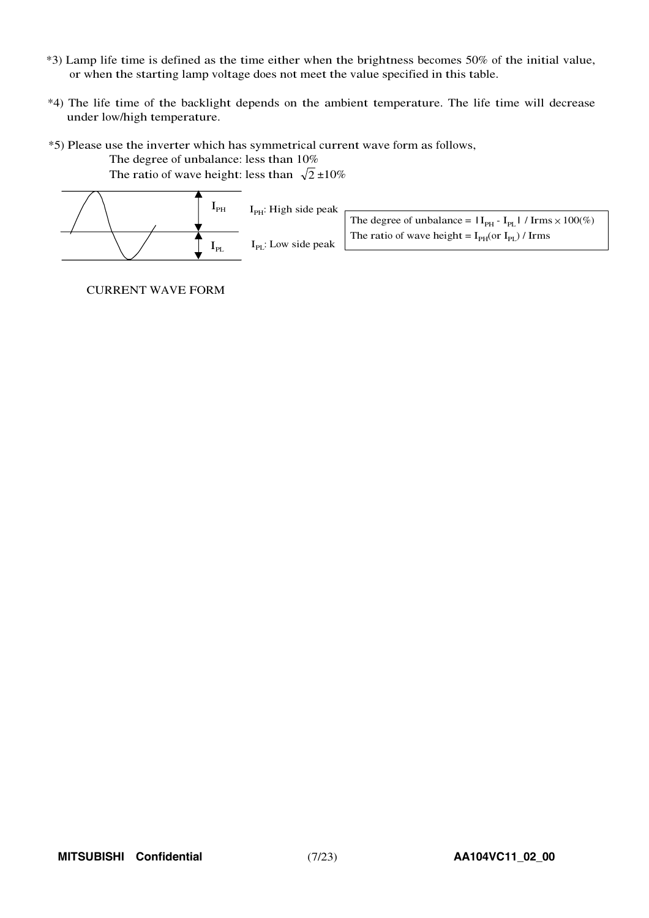*3) Lamp life time is defined as the time either when the brightness becomes 50% of the initial value, or when the starting lamp voltage does not meet the value specified in this table.

*4) The life time of the backlight depends on the ambient temperature. The life time will decrease under low/high temperature.

*5) Please use the inverter which has symmetrical current wave form as follows,

The degree of unbalance: less than 10%

The ratio of wave height: less than $\sqrt{2}$ ±10%

$I_{PH}$

$I_{PL}$

$I_{PH}$: High side peak

$I_{PL}$: Low side peak

The degree of unbalance = $| I_{PH} - I_{PL} |$ / Irms × 100(%)

The ratio of wave height = $I_{PH}$(or $I_{PL}$) / Irms

CURRENT WAVE FORM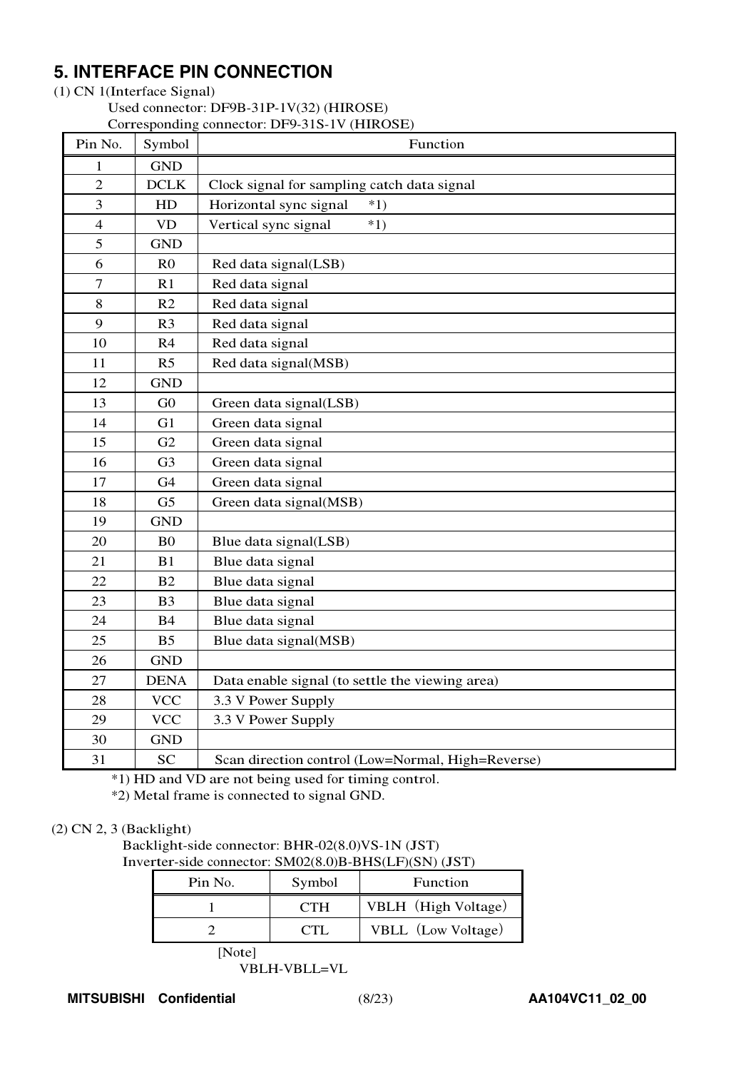# 5. INTERFACE PIN CONNECTION

(1) CN 1(Interface Signal)

Used connector: DF9B-31P-1V(32) (HIROSE)

Corresponding connector: DF9-31S-1V (HIROSE)

| Pin No. | Symbol | Function |
|---|---|---|
| 1 | GND | |
| 2 | DCLK | Clock signal for sampling catch data signal |
| 3 | HD | Horizontal sync signal *1) |
| 4 | VD | Vertical sync signal *1) |
| 5 | GND | |
| 6 | R0 | Red data signal(LSB) |
| 7 | R1 | Red data signal |
| 8 | R2 | Red data signal |
| 9 | R3 | Red data signal |
| 10 | R4 | Red data signal |
| 11 | R5 | Red data signal(MSB) |
| 12 | GND | |
| 13 | G0 | Green data signal(LSB) |
| 14 | G1 | Green data signal |
| 15 | G2 | Green data signal |
| 16 | G3 | Green data signal |
| 17 | G4 | Green data signal |
| 18 | G5 | Green data signal(MSB) |
| 19 | GND | |
| 20 | B0 | Blue data signal(LSB) |
| 21 | B1 | Blue data signal |
| 22 | B2 | Blue data signal |
| 23 | B3 | Blue data signal |
| 24 | B4 | Blue data signal |
| 25 | B5 | Blue data signal(MSB) |
| 26 | GND | |
| 27 | DENA | Data enable signal (to settle the viewing area) |
| 28 | VCC | 3.3 V Power Supply |
| 29 | VCC | 3.3 V Power Supply |
| 30 | GND | |
| 31 | SC | Scan direction control (Low=Normal, High=Reverse) |

*1) HD and VD are not being used for timing control.

*2) Metal frame is connected to signal GND.

(2) CN 2, 3 (Backlight)

Backlight-side connector: BHR-02(8.0)VS-1N (JST)

Inverter-side connector: SM02(8.0)B-BHS(LF)(SN) (JST)

| Pin No. | Symbol | Function |
|---|---|---|
| 1 | CTH | VBLH (High Voltage) |
| 2 | CTL | VBLL (Low Voltage) |

[Note]

VBLH-VBLL=VL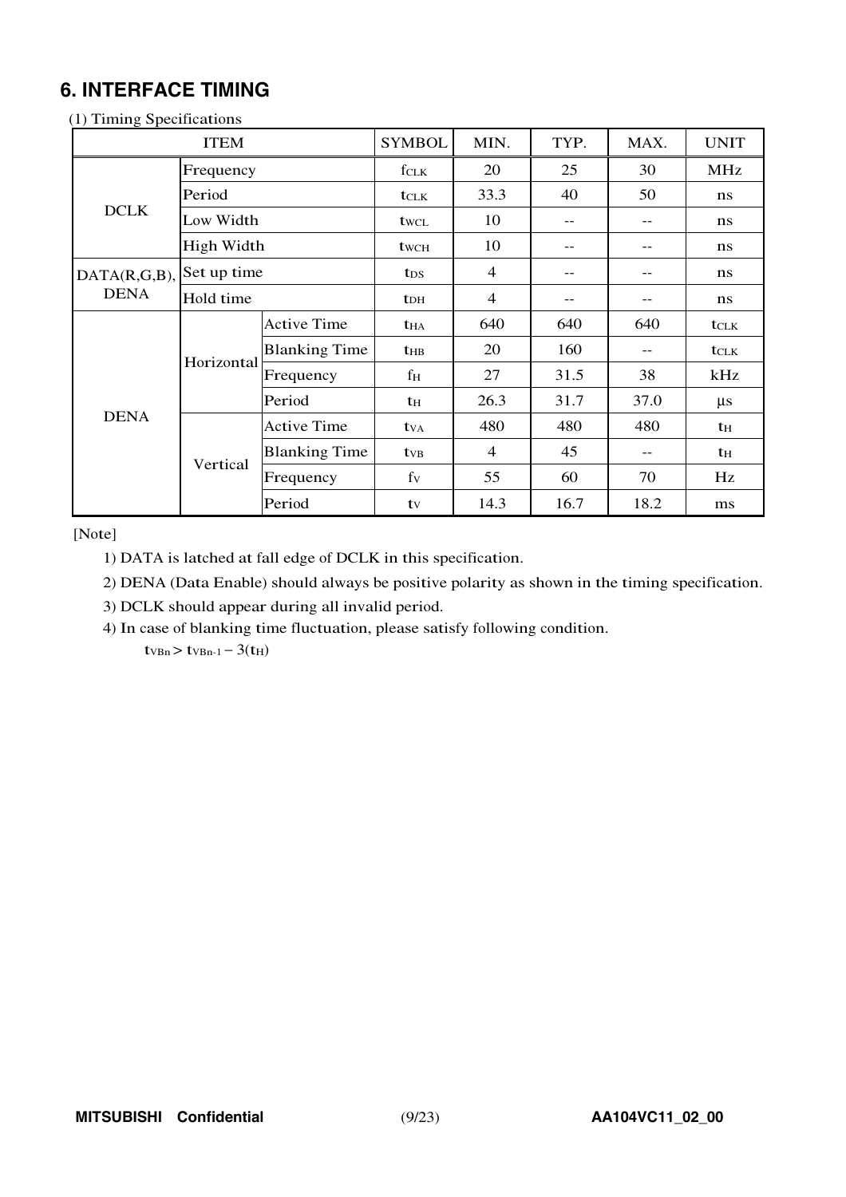## 6. INTERFACE TIMING

(1) Timing Specifications

| ITEM | | | SYMBOL | MIN. | TYP. | MAX. | UNIT |
|---|---|---|---|---|---|---|---|
| DCLK | Frequency | | $f_{CLK}$ | 20 | 25 | 30 | MHz |
| | Period | | $t_{CLK}$ | 33.3 | 40 | 50 | ns |
| | Low Width | | $t_{WCL}$ | 10 | -- | -- | ns |
| | High Width | | $t_{WCH}$ | 10 | -- | -- | ns |
| DATA(R,G,B), DENA | Set up time | | $t_{DS}$ | 4 | -- | -- | ns |
| | Hold time | | $t_{DH}$ | 4 | -- | -- | ns |
| DENA | Horizontal | Active Time | $t_{HA}$ | 640 | 640 | 640 | $t_{CLK}$ |
| | | Blanking Time | $t_{HB}$ | 20 | 160 | -- | $t_{CLK}$ |
| | | Frequency | $f_H$ | 27 | 31.5 | 38 | kHz |
| | | Period | $t_H$ | 26.3 | 31.7 | 37.0 | μs |
| | Vertical | Active Time | $t_{VA}$ | 480 | 480 | 480 | $t_H$ |
| | | Blanking Time | $t_{VB}$ | 4 | 45 | -- | $t_H$ |
| | | Frequency | $f_V$ | 55 | 60 | 70 | Hz |
| | | Period | $t_V$ | 14.3 | 16.7 | 18.2 | ms |

[Note]

1) DATA is latched at fall edge of DCLK in this specification.

2) DENA (Data Enable) should always be positive polarity as shown in the timing specification.

3) DCLK should appear during all invalid period.

4) In case of blanking time fluctuation, please satisfy following condition.

$t_{VBn} > t_{VBn-1} - 3(t_H)$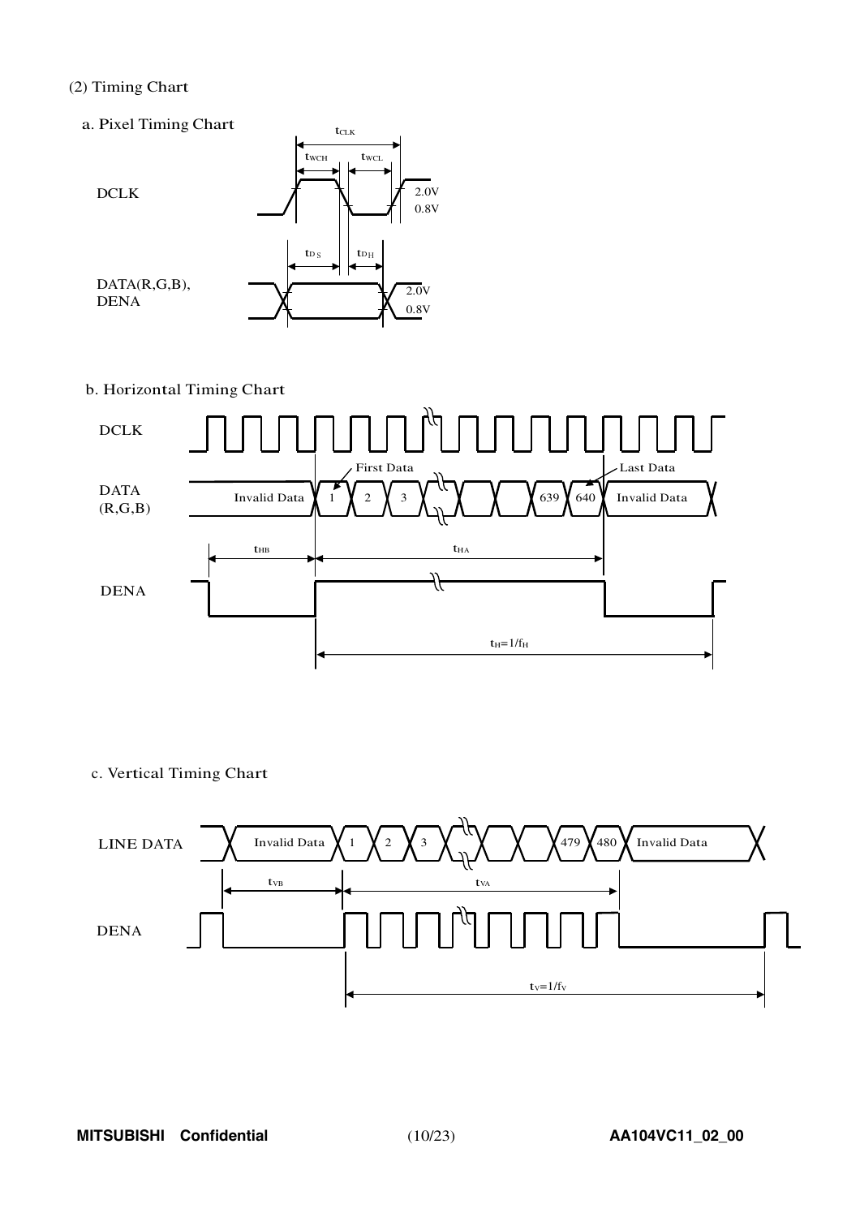(2) Timing Chart

a. Pixel Timing Chart

DCLK

$t_{CLK}$ $t_{WCH}$ $t_{WCL}$

2.0V
0.8V

$t_{DS}$ $t_{DH}$

DATA(R,G,B), DENA

2.0V
0.8V

b. Horizontal Timing Chart

DCLK

DATA (R,G,B)

Invalid Data 1 2 3 639 640 Invalid Data

First Data
Last Data

$t_{HB}$ $t_{HA}$

DENA

$t_H=1/f_H$

c. Vertical Timing Chart

LINE DATA

Invalid Data 1 2 3 479 480 Invalid Data

$t_{VB}$ $t_{VA}$

DENA

$t_V=1/f_V$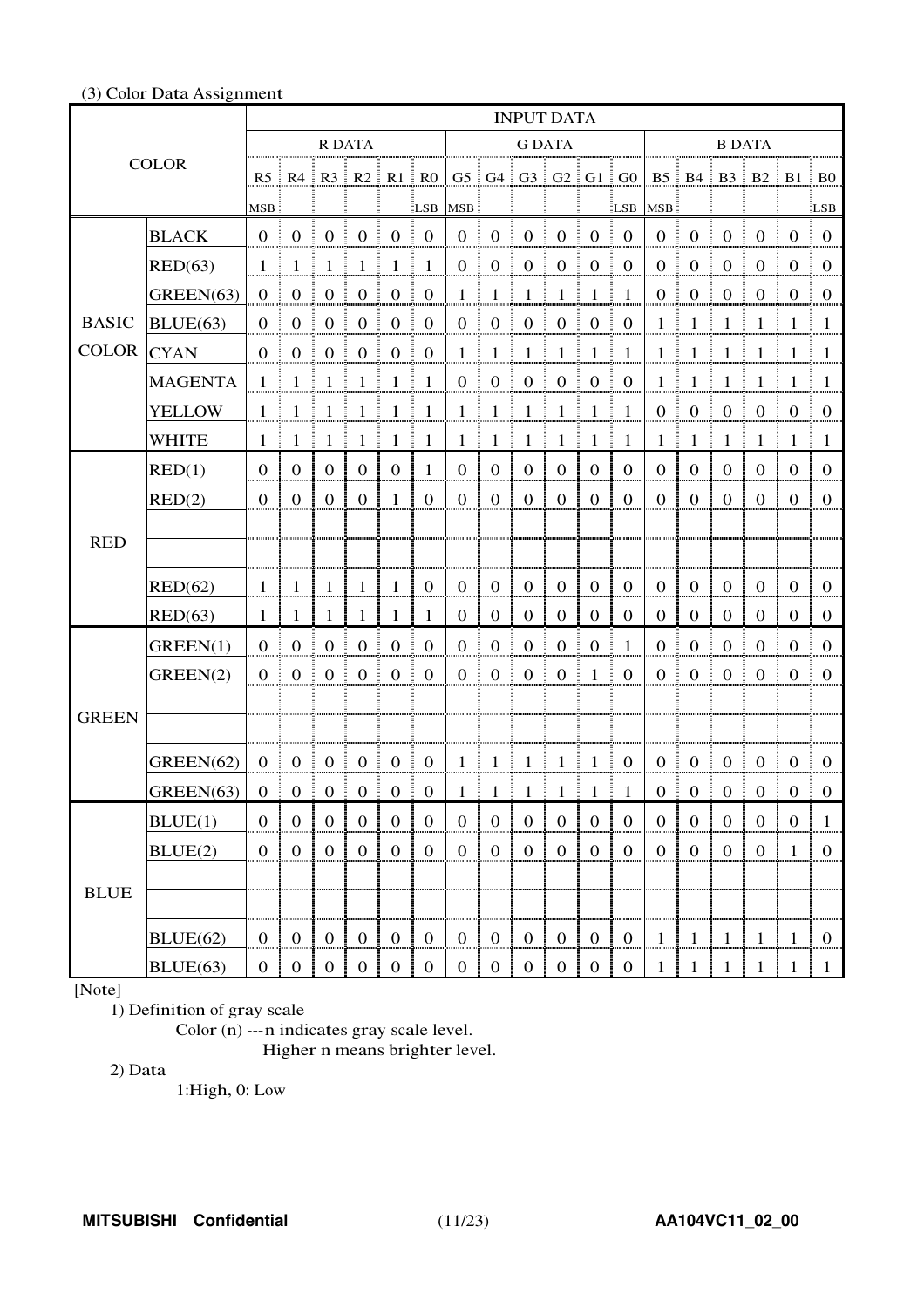(3) Color Data Assignment

| COLOR | | INPUT DATA | | | | | | | | | | | | | | | | | |
|---|---|---|---|---|---|---|---|---|---|---|---|---|---|---|---|---|---|---|---|
| | | R DATA | | | | | | G DATA | | | | | | B DATA | | | | | |
| | | R5 | R4 | R3 | R2 | R1 | R0 | G5 | G4 | G3 | G2 | G1 | G0 | B5 | B4 | B3 | B2 | B1 | B0 |
| | | MSB | | | | | LSB | MSB | | | | | LSB | MSB | | | | | LSB |
| BASIC COLOR | BLACK | 0 | 0 | 0 | 0 | 0 | 0 | 0 | 0 | 0 | 0 | 0 | 0 | 0 | 0 | 0 | 0 | 0 | 0 |
| | RED(63) | 1 | 1 | 1 | 1 | 1 | 1 | 0 | 0 | 0 | 0 | 0 | 0 | 0 | 0 | 0 | 0 | 0 | 0 |
| | GREEN(63) | 0 | 0 | 0 | 0 | 0 | 0 | 1 | 1 | 1 | 1 | 1 | 1 | 0 | 0 | 0 | 0 | 0 | 0 |
| | BLUE(63) | 0 | 0 | 0 | 0 | 0 | 0 | 0 | 0 | 0 | 0 | 0 | 0 | 1 | 1 | 1 | 1 | 1 | 1 |
| | CYAN | 0 | 0 | 0 | 0 | 0 | 0 | 1 | 1 | 1 | 1 | 1 | 1 | 1 | 1 | 1 | 1 | 1 | 1 |
| | MAGENTA | 1 | 1 | 1 | 1 | 1 | 1 | 0 | 0 | 0 | 0 | 0 | 0 | 1 | 1 | 1 | 1 | 1 | 1 |
| | YELLOW | 1 | 1 | 1 | 1 | 1 | 1 | 1 | 1 | 1 | 1 | 1 | 1 | 0 | 0 | 0 | 0 | 0 | 0 |
| | WHITE | 1 | 1 | 1 | 1 | 1 | 1 | 1 | 1 | 1 | 1 | 1 | 1 | 1 | 1 | 1 | 1 | 1 | 1 |
| RED | RED(1) | 0 | 0 | 0 | 0 | 0 | 1 | 0 | 0 | 0 | 0 | 0 | 0 | 0 | 0 | 0 | 0 | 0 | 0 |
| | RED(2) | 0 | 0 | 0 | 0 | 1 | 0 | 0 | 0 | 0 | 0 | 0 | 0 | 0 | 0 | 0 | 0 | 0 | 0 |
| | | | | | | | | | | | | | | | | | | | |
| | | | | | | | | | | | | | | | | | | | |
| | RED(62) | 1 | 1 | 1 | 1 | 1 | 0 | 0 | 0 | 0 | 0 | 0 | 0 | 0 | 0 | 0 | 0 | 0 | 0 |
| | RED(63) | 1 | 1 | 1 | 1 | 1 | 1 | 0 | 0 | 0 | 0 | 0 | 0 | 0 | 0 | 0 | 0 | 0 | 0 |
| GREEN | GREEN(1) | 0 | 0 | 0 | 0 | 0 | 0 | 0 | 0 | 0 | 0 | 0 | 1 | 0 | 0 | 0 | 0 | 0 | 0 |
| | GREEN(2) | 0 | 0 | 0 | 0 | 0 | 0 | 0 | 0 | 0 | 0 | 1 | 0 | 0 | 0 | 0 | 0 | 0 | 0 |
| | | | | | | | | | | | | | | | | | | | |
| | | | | | | | | | | | | | | | | | | | |
| | GREEN(62) | 0 | 0 | 0 | 0 | 0 | 0 | 1 | 1 | 1 | 1 | 1 | 0 | 0 | 0 | 0 | 0 | 0 | 0 |
| | GREEN(63) | 0 | 0 | 0 | 0 | 0 | 0 | 1 | 1 | 1 | 1 | 1 | 1 | 0 | 0 | 0 | 0 | 0 | 0 |
| BLUE | BLUE(1) | 0 | 0 | 0 | 0 | 0 | 0 | 0 | 0 | 0 | 0 | 0 | 0 | 0 | 0 | 0 | 0 | 0 | 1 |
| | BLUE(2) | 0 | 0 | 0 | 0 | 0 | 0 | 0 | 0 | 0 | 0 | 0 | 0 | 0 | 0 | 0 | 0 | 1 | 0 |
| | | | | | | | | | | | | | | | | | | | |
| | | | | | | | | | | | | | | | | | | | |
| | BLUE(62) | 0 | 0 | 0 | 0 | 0 | 0 | 0 | 0 | 0 | 0 | 0 | 0 | 1 | 1 | 1 | 1 | 1 | 0 |
| | BLUE(63) | 0 | 0 | 0 | 0 | 0 | 0 | 0 | 0 | 0 | 0 | 0 | 0 | 1 | 1 | 1 | 1 | 1 | 1 |

[Note]

1) Definition of gray scale

Color (n) ---n indicates gray scale level.
Higher n means brighter level.

2) Data

1:High, 0: Low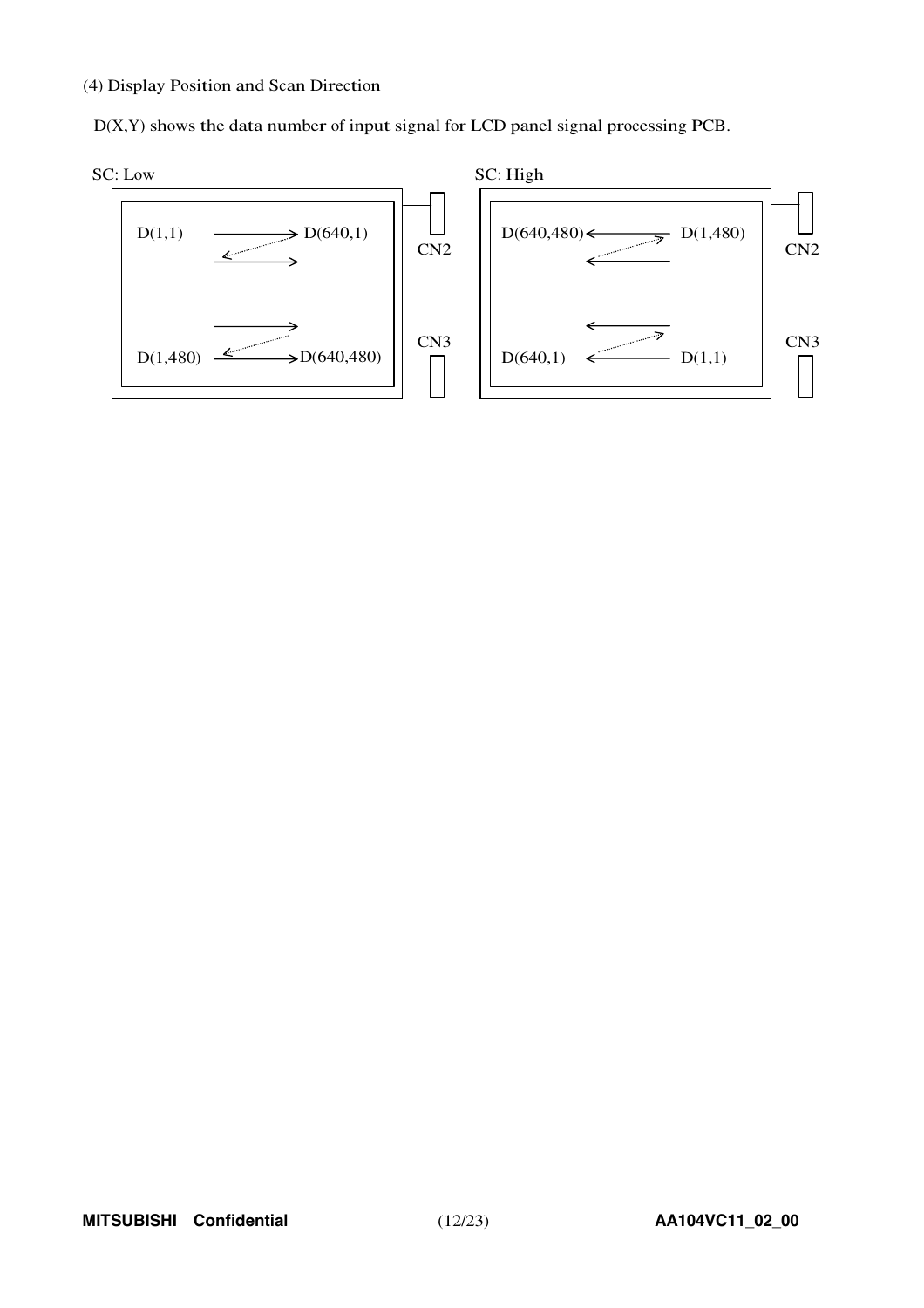(4) Display Position and Scan Direction

D(X,Y) shows the data number of input signal for LCD panel signal processing PCB.

SC: Low

D(1,1) → D(640,1)

D(1,480) → D(640,480)

CN2

CN3

SC: High

D(640,480) ← D(1,480)

D(640,1) ← D(1,1)

CN2

CN3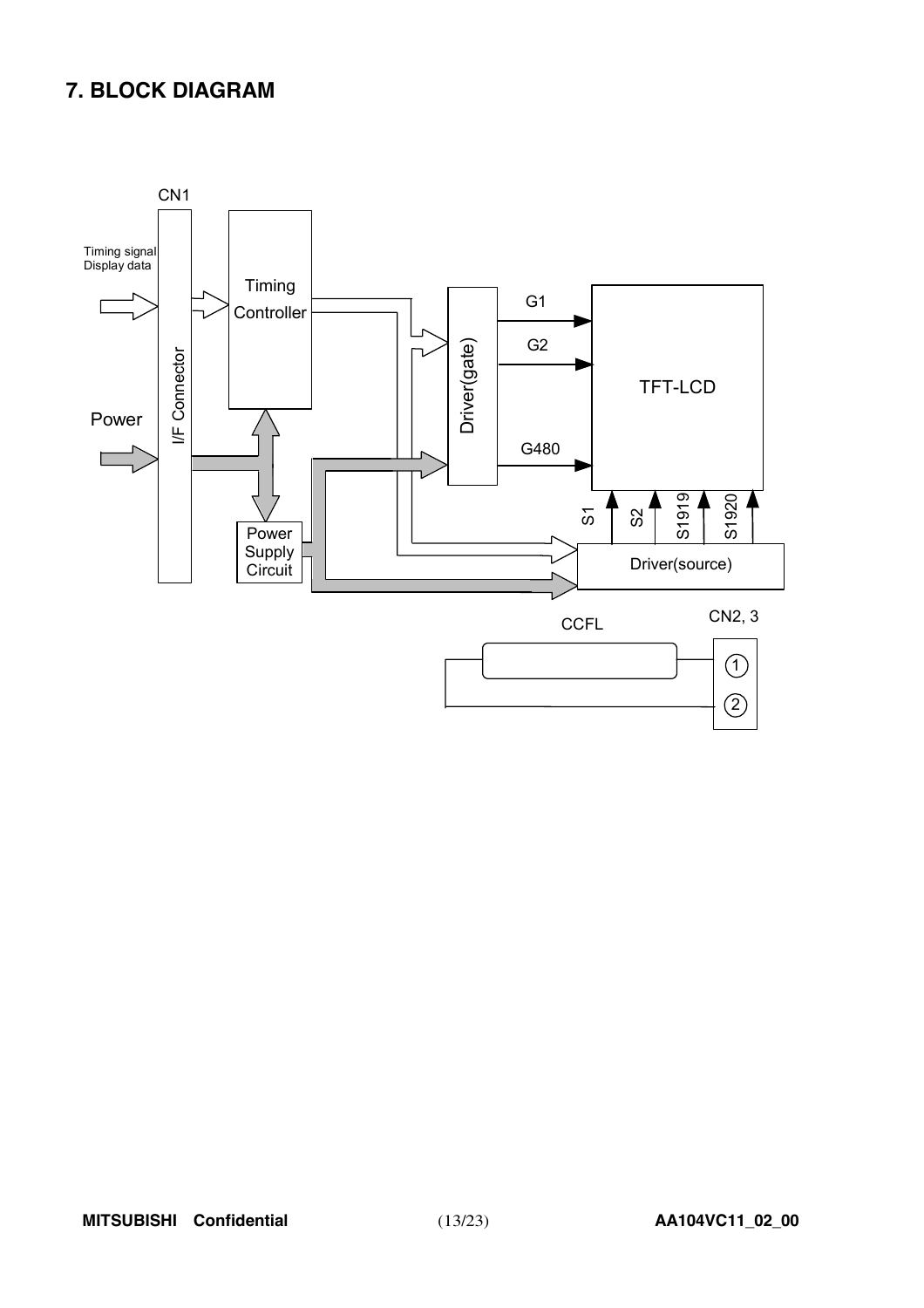# 7. BLOCK DIAGRAM

CN1

Timing signal
Display data

I/F Connector

Timing Controller

Power

Power Supply Circuit

Driver(gate)

G1

G2

G480

TFT-LCD

S1 S2 S1919 S1920

Driver(source)

CCFL

CN2, 3

①

②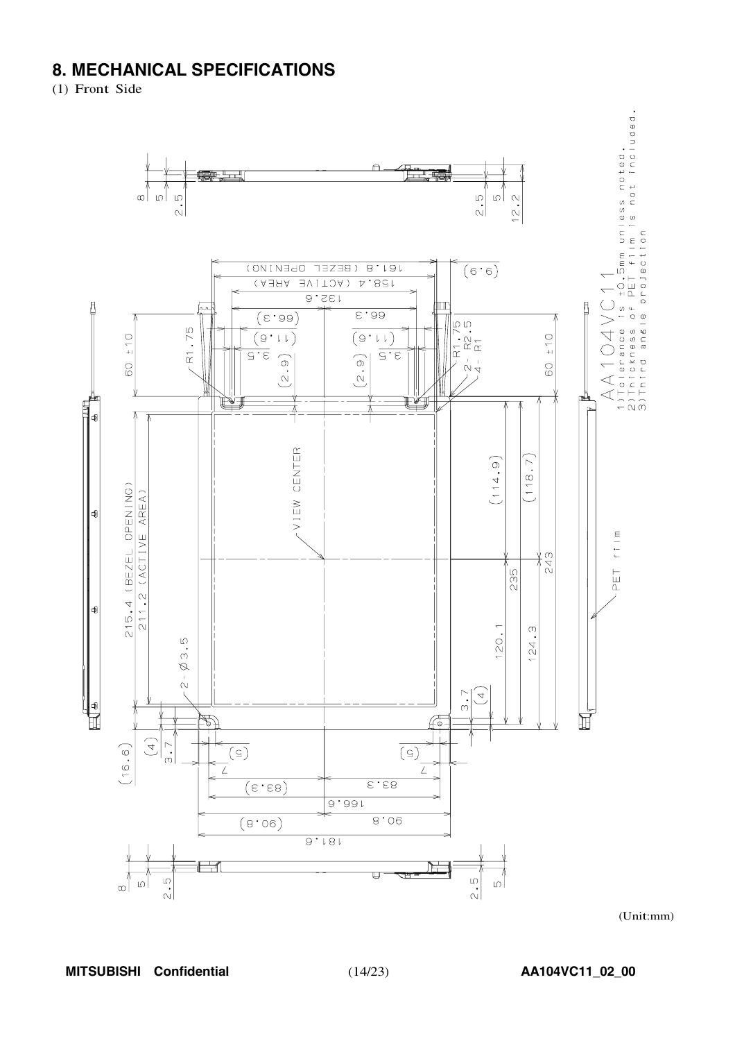# 8. MECHANICAL SPECIFICATIONS

(1) Front Side

AA104VC11

1) Tolerance is ±0.5mm unless noted.
2) Thickness of PET film is not included.
3) Third angle projection

(Unit:mm)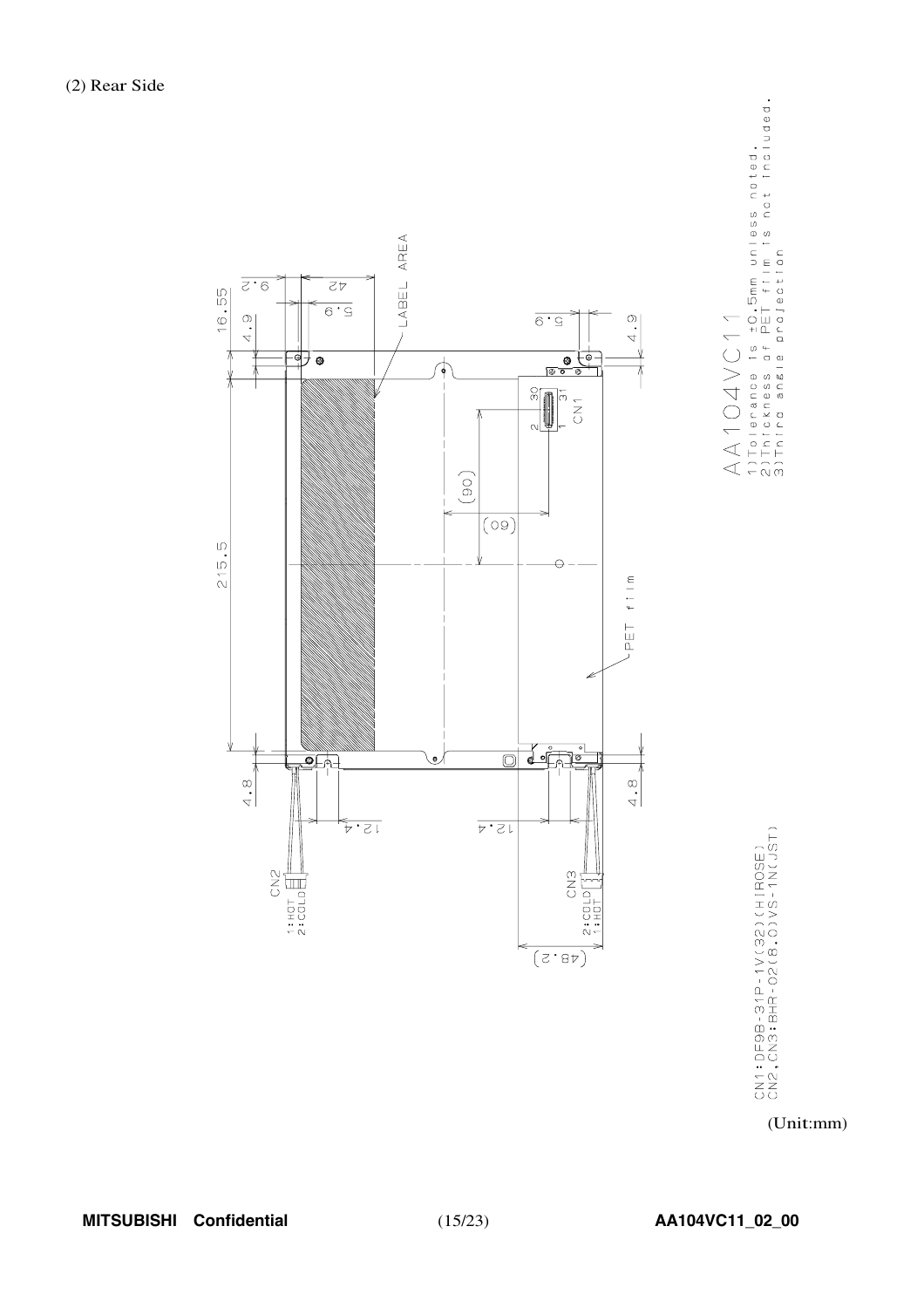(2) Rear Side

LABEL AREA

PET film

CN1

CN2
1:HOT
2:COLD

CN3
2:COLD
1:HOT

16.55
9.2
42
4.9
5.9
215.5
(90)
(60)
4.8
12.4
(48.2)

AA104VC11

1)Tolerance is ±0.5mm unless noted.
2)Thickness of PET film is not included.
3)Third angle projection

CN1:DF9B-31P-1V(32)(HIROSE)
CN2,CN3:BHR-02(8.0)VS-1N(JST)

(Unit:mm)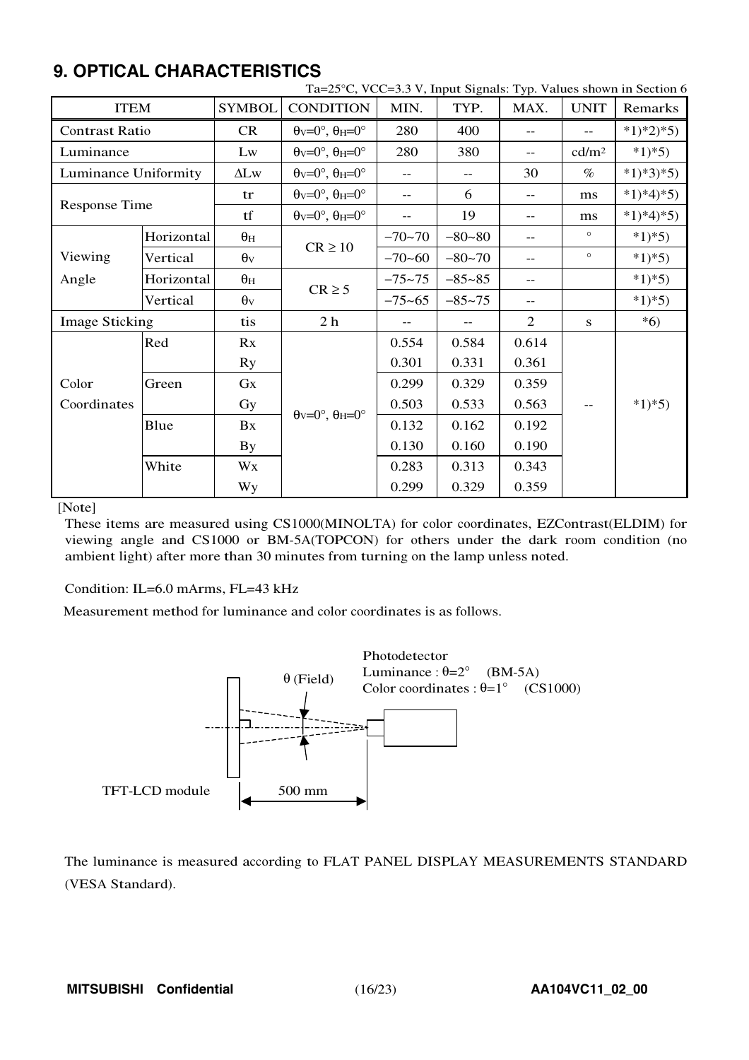# 9. OPTICAL CHARACTERISTICS

Ta=25°C, VCC=3.3 V, Input Signals: Typ. Values shown in Section 6

| ITEM | | SYMBOL | CONDITION | MIN. | TYP. | MAX. | UNIT | Remarks |
|---|---|---|---|---|---|---|---|---|
| Contrast Ratio | | CR | $\theta_V$=0°, $\theta_H$=0° | 280 | 400 | -- | -- | *1)*2)*5) |
| Luminance | | Lw | $\theta_V$=0°, $\theta_H$=0° | 280 | 380 | -- | cd/m$^2$ | *1)*5) |
| Luminance Uniformity | | ΔLw | $\theta_V$=0°, $\theta_H$=0° | -- | -- | 30 | % | *1)*3)*5) |
| Response Time | | tr | $\theta_V$=0°, $\theta_H$=0° | -- | 6 | -- | ms | *1)*4)*5) |
| | | tf | $\theta_V$=0°, $\theta_H$=0° | -- | 19 | -- | ms | *1)*4)*5) |
| Viewing Angle | Horizontal | $\theta_H$ | CR ≥ 10 | −70~70 | −80~80 | -- | ° | *1)*5) |
| | Vertical | $\theta_V$ | | −70~60 | −80~70 | -- | ° | *1)*5) |
| | Horizontal | $\theta_H$ | CR ≥ 5 | −75~75 | −85~85 | -- | | *1)*5) |
| | Vertical | $\theta_V$ | | −75~65 | −85~75 | -- | | *1)*5) |
| Image Sticking | | tis | 2 h | -- | -- | 2 | s | *6) |
| Color Coordinates | Red | Rx | $\theta_V$=0°, $\theta_H$=0° | 0.554 | 0.584 | 0.614 | -- | *1)*5) |
| | | Ry | | 0.301 | 0.331 | 0.361 | | |
| | Green | Gx | | 0.299 | 0.329 | 0.359 | | |
| | | Gy | | 0.503 | 0.533 | 0.563 | | |
| | Blue | Bx | | 0.132 | 0.162 | 0.192 | | |
| | | By | | 0.130 | 0.160 | 0.190 | | |
| | White | Wx | | 0.283 | 0.313 | 0.343 | | |
| | | Wy | | 0.299 | 0.329 | 0.359 | | |

[Note]

These items are measured using CS1000(MINOLTA) for color coordinates, EZContrast(ELDIM) for viewing angle and CS1000 or BM-5A(TOPCON) for others under the dark room condition (no ambient light) after more than 30 minutes from turning on the lamp unless noted.

Condition: IL=6.0 mArms, FL=43 kHz

Measurement method for luminance and color coordinates is as follows.

Photodetector
Luminance : θ=2° (BM-5A)
Color coordinates : θ=1° (CS1000)

θ (Field)

TFT-LCD module — 500 mm

The luminance is measured according to FLAT PANEL DISPLAY MEASUREMENTS STANDARD (VESA Standard).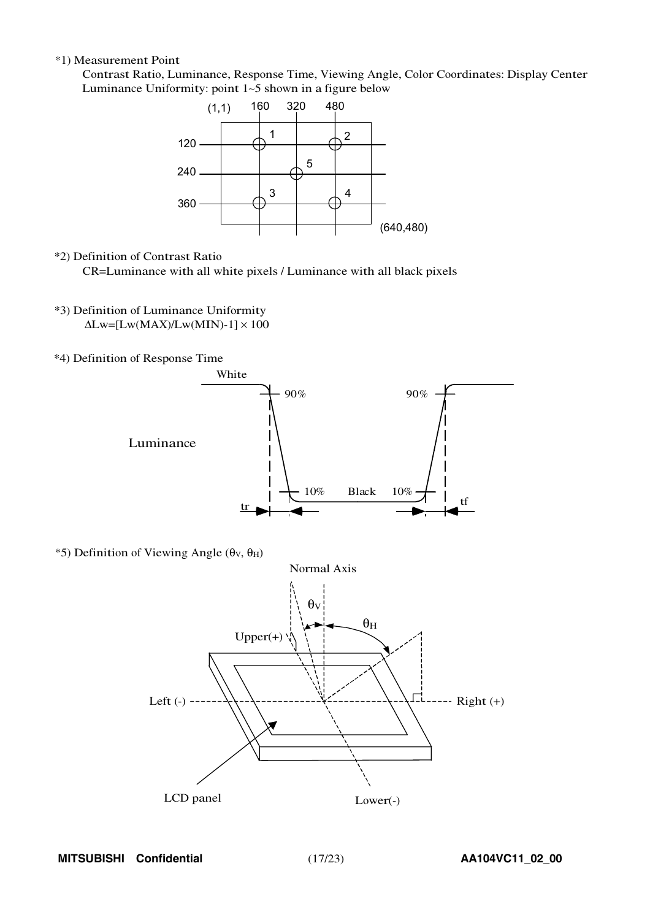*1) Measurement Point

Contrast Ratio, Luminance, Response Time, Viewing Angle, Color Coordinates: Display Center

Luminance Uniformity: point 1~5 shown in a figure below

(1,1) 160 320 480

120 — 1, 2

240 — 5

360 — 3, 4

(640,480)

*2) Definition of Contrast Ratio

CR=Luminance with all white pixels / Luminance with all black pixels

*3) Definition of Luminance Uniformity

$\Delta Lw=[Lw(MAX)/Lw(MIN)-1]\times 100$

*4) Definition of Response Time

White

90% 90%

Luminance

10% Black 10%

tr tf

*5) Definition of Viewing Angle ($\theta_V$, $\theta_H$)

Normal Axis

$\theta_V$ $\theta_H$

Upper(+)

Left (-) Right (+)

LCD panel Lower(-)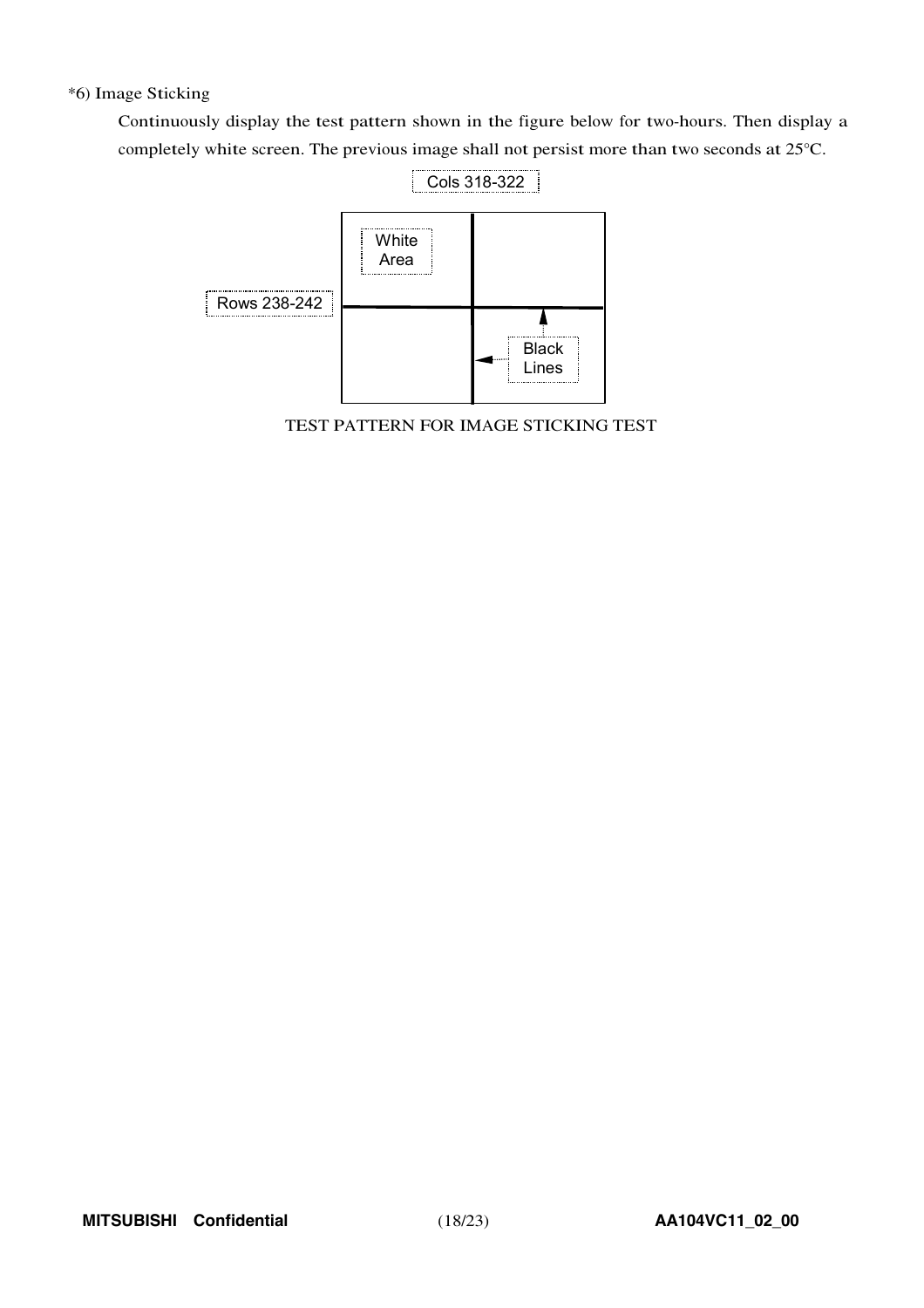*6) Image Sticking

Continuously display the test pattern shown in the figure below for two-hours. Then display a completely white screen. The previous image shall not persist more than two seconds at 25°C.

Cols 318-322

White Area

Rows 238-242

Black Lines

TEST PATTERN FOR IMAGE STICKING TEST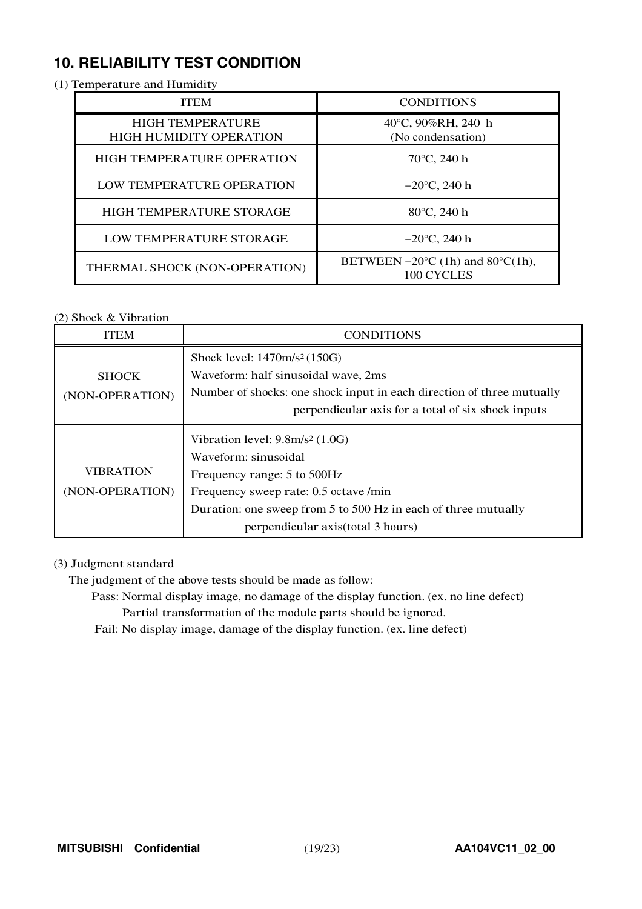## 10. RELIABILITY TEST CONDITION

(1) Temperature and Humidity

| ITEM | CONDITIONS |
|---|---|
| HIGH TEMPERATURE HIGH HUMIDITY OPERATION | 40°C, 90%RH, 240 h (No condensation) |
| HIGH TEMPERATURE OPERATION | 70°C, 240 h |
| LOW TEMPERATURE OPERATION | −20°C, 240 h |
| HIGH TEMPERATURE STORAGE | 80°C, 240 h |
| LOW TEMPERATURE STORAGE | −20°C, 240 h |
| THERMAL SHOCK (NON-OPERATION) | BETWEEN −20°C (1h) and 80°C(1h), 100 CYCLES |

(2) Shock & Vibration

| ITEM | CONDITIONS |
|---|---|
| SHOCK (NON-OPERATION) | Shock level: 1470m/s² (150G)<br>Waveform: half sinusoidal wave, 2ms<br>Number of shocks: one shock input in each direction of three mutually perpendicular axis for a total of six shock inputs |
| VIBRATION (NON-OPERATION) | Vibration level: 9.8m/s² (1.0G)<br>Waveform: sinusoidal<br>Frequency range: 5 to 500Hz<br>Frequency sweep rate: 0.5 octave /min<br>Duration: one sweep from 5 to 500 Hz in each of three mutually perpendicular axis(total 3 hours) |

(3) Judgment standard

The judgment of the above tests should be made as follow:

Pass: Normal display image, no damage of the display function. (ex. no line defect)
Partial transformation of the module parts should be ignored.

Fail: No display image, damage of the display function. (ex. line defect)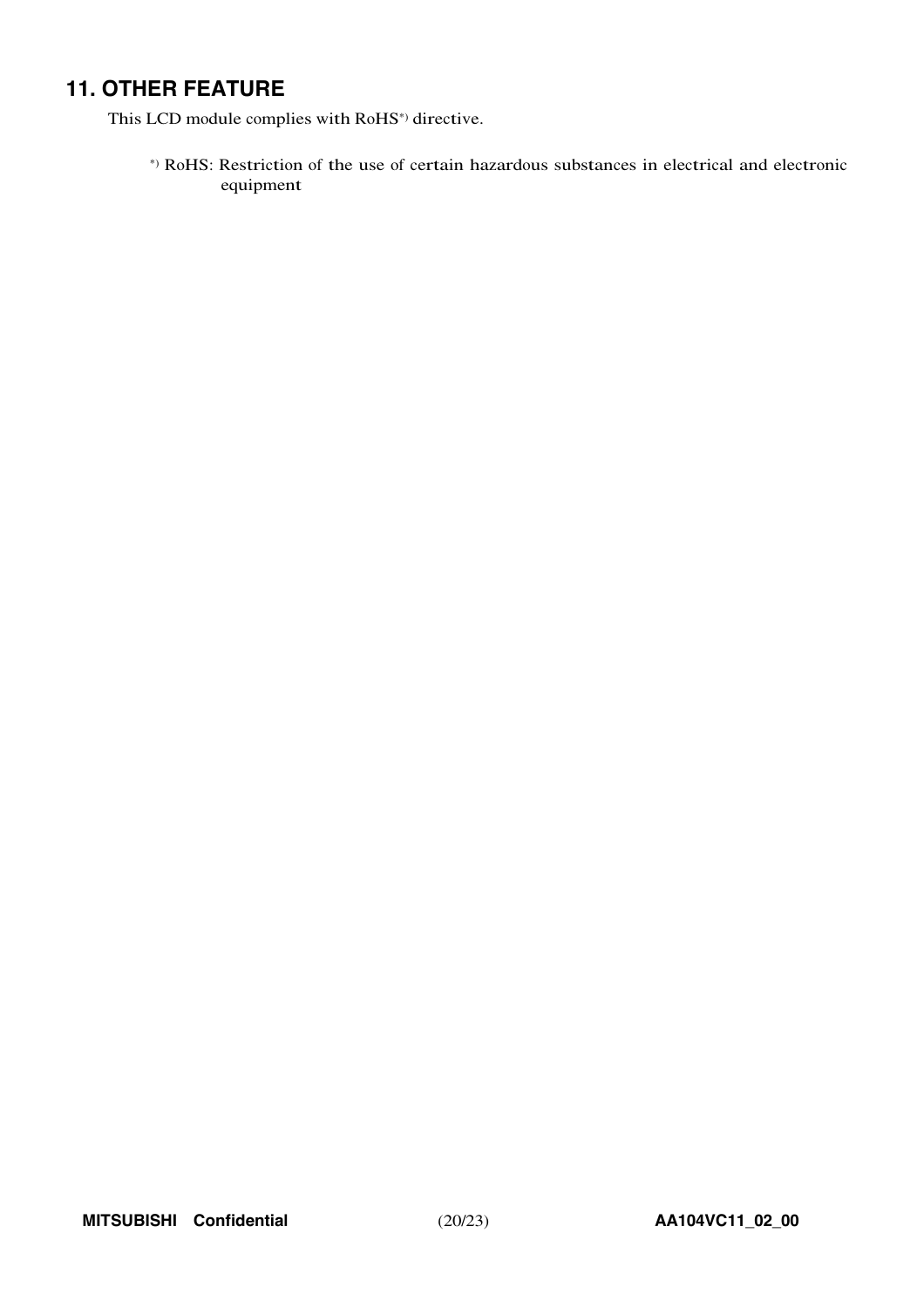## 11. OTHER FEATURE

This LCD module complies with RoHS*) directive.

*) RoHS: Restriction of the use of certain hazardous substances in electrical and electronic equipment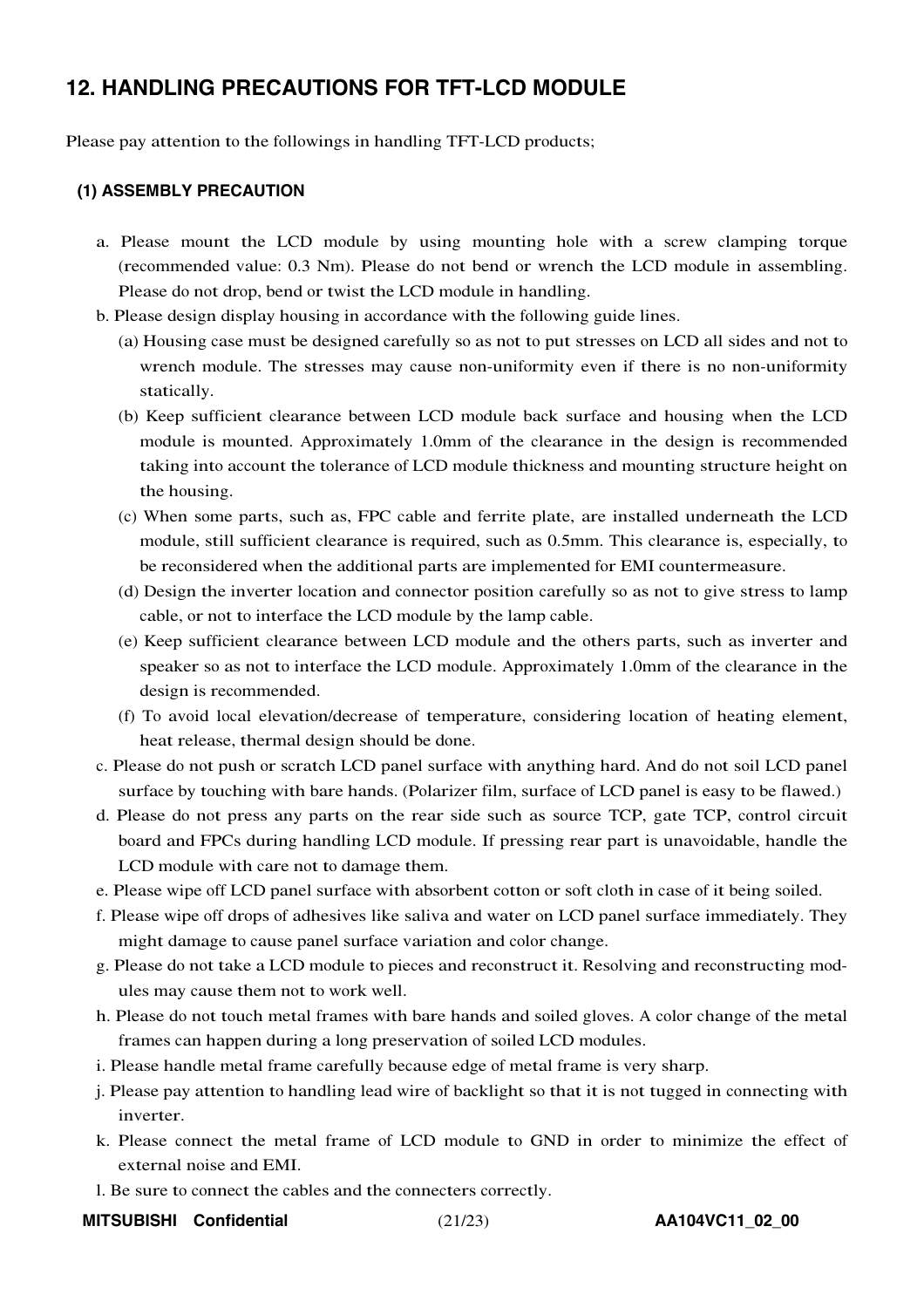## 12. HANDLING PRECAUTIONS FOR TFT-LCD MODULE

Please pay attention to the followings in handling TFT-LCD products;

### (1) ASSEMBLY PRECAUTION

a. Please mount the LCD module by using mounting hole with a screw clamping torque (recommended value: 0.3 Nm). Please do not bend or wrench the LCD module in assembling. Please do not drop, bend or twist the LCD module in handling.

b. Please design display housing in accordance with the following guide lines.

(a) Housing case must be designed carefully so as not to put stresses on LCD all sides and not to wrench module. The stresses may cause non-uniformity even if there is no non-uniformity statically.

(b) Keep sufficient clearance between LCD module back surface and housing when the LCD module is mounted. Approximately 1.0mm of the clearance in the design is recommended taking into account the tolerance of LCD module thickness and mounting structure height on the housing.

(c) When some parts, such as, FPC cable and ferrite plate, are installed underneath the LCD module, still sufficient clearance is required, such as 0.5mm. This clearance is, especially, to be reconsidered when the additional parts are implemented for EMI countermeasure.

(d) Design the inverter location and connector position carefully so as not to give stress to lamp cable, or not to interface the LCD module by the lamp cable.

(e) Keep sufficient clearance between LCD module and the others parts, such as inverter and speaker so as not to interface the LCD module. Approximately 1.0mm of the clearance in the design is recommended.

(f) To avoid local elevation/decrease of temperature, considering location of heating element, heat release, thermal design should be done.

c. Please do not push or scratch LCD panel surface with anything hard. And do not soil LCD panel surface by touching with bare hands. (Polarizer film, surface of LCD panel is easy to be flawed.)

d. Please do not press any parts on the rear side such as source TCP, gate TCP, control circuit board and FPCs during handling LCD module. If pressing rear part is unavoidable, handle the LCD module with care not to damage them.

e. Please wipe off LCD panel surface with absorbent cotton or soft cloth in case of it being soiled.

f. Please wipe off drops of adhesives like saliva and water on LCD panel surface immediately. They might damage to cause panel surface variation and color change.

g. Please do not take a LCD module to pieces and reconstruct it. Resolving and reconstructing modules may cause them not to work well.

h. Please do not touch metal frames with bare hands and soiled gloves. A color change of the metal frames can happen during a long preservation of soiled LCD modules.

i. Please handle metal frame carefully because edge of metal frame is very sharp.

j. Please pay attention to handling lead wire of backlight so that it is not tugged in connecting with inverter.

k. Please connect the metal frame of LCD module to GND in order to minimize the effect of external noise and EMI.

l. Be sure to connect the cables and the connecters correctly.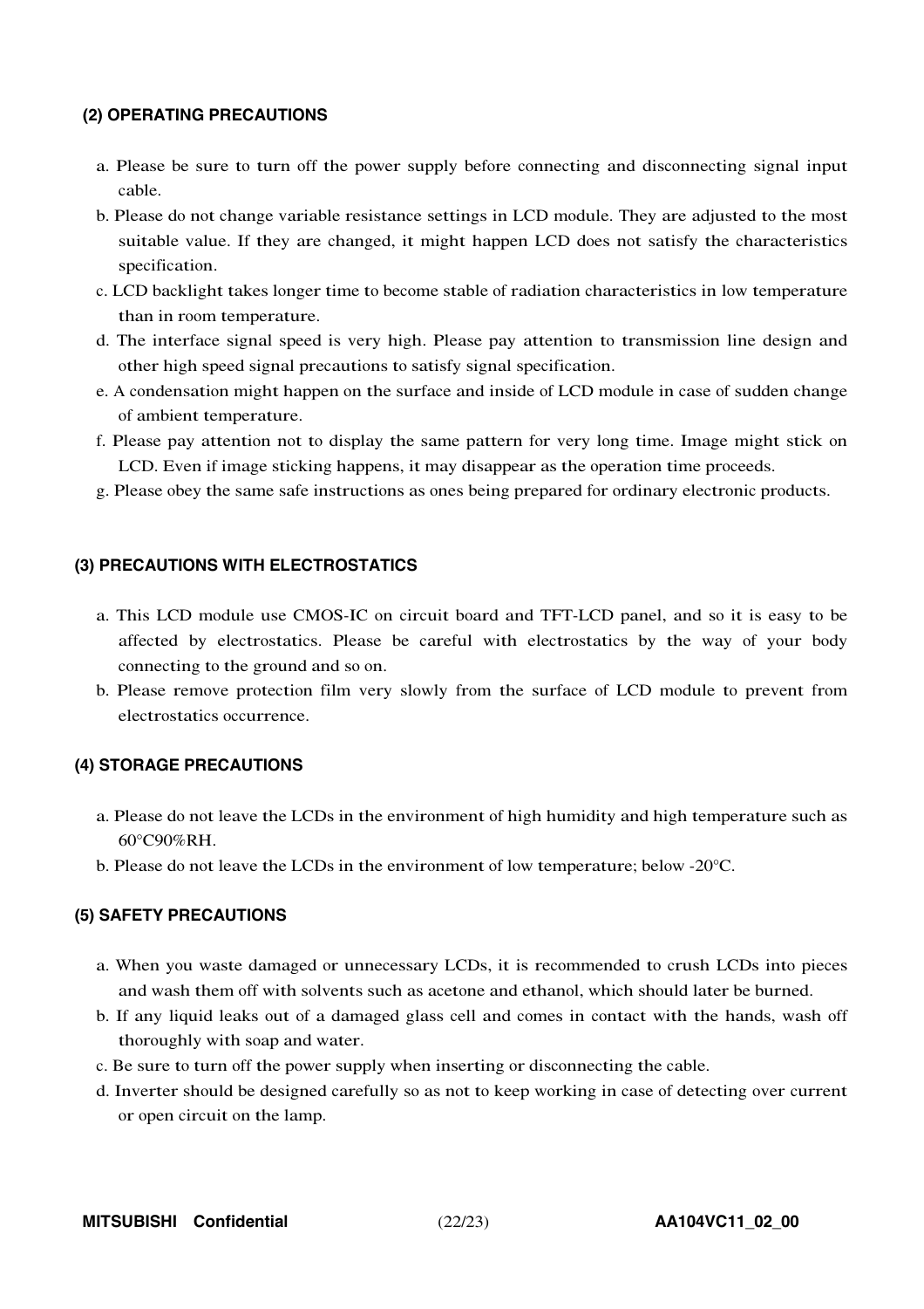### (2) OPERATING PRECAUTIONS

a. Please be sure to turn off the power supply before connecting and disconnecting signal input cable.

b. Please do not change variable resistance settings in LCD module. They are adjusted to the most suitable value. If they are changed, it might happen LCD does not satisfy the characteristics specification.

c. LCD backlight takes longer time to become stable of radiation characteristics in low temperature than in room temperature.

d. The interface signal speed is very high. Please pay attention to transmission line design and other high speed signal precautions to satisfy signal specification.

e. A condensation might happen on the surface and inside of LCD module in case of sudden change of ambient temperature.

f. Please pay attention not to display the same pattern for very long time. Image might stick on LCD. Even if image sticking happens, it may disappear as the operation time proceeds.

g. Please obey the same safe instructions as ones being prepared for ordinary electronic products.

### (3) PRECAUTIONS WITH ELECTROSTATICS

a. This LCD module use CMOS-IC on circuit board and TFT-LCD panel, and so it is easy to be affected by electrostatics. Please be careful with electrostatics by the way of your body connecting to the ground and so on.

b. Please remove protection film very slowly from the surface of LCD module to prevent from electrostatics occurrence.

### (4) STORAGE PRECAUTIONS

a. Please do not leave the LCDs in the environment of high humidity and high temperature such as 60°C90%RH.

b. Please do not leave the LCDs in the environment of low temperature; below -20°C.

### (5) SAFETY PRECAUTIONS

a. When you waste damaged or unnecessary LCDs, it is recommended to crush LCDs into pieces and wash them off with solvents such as acetone and ethanol, which should later be burned.

b. If any liquid leaks out of a damaged glass cell and comes in contact with the hands, wash off thoroughly with soap and water.

c. Be sure to turn off the power supply when inserting or disconnecting the cable.

d. Inverter should be designed carefully so as not to keep working in case of detecting over current or open circuit on the lamp.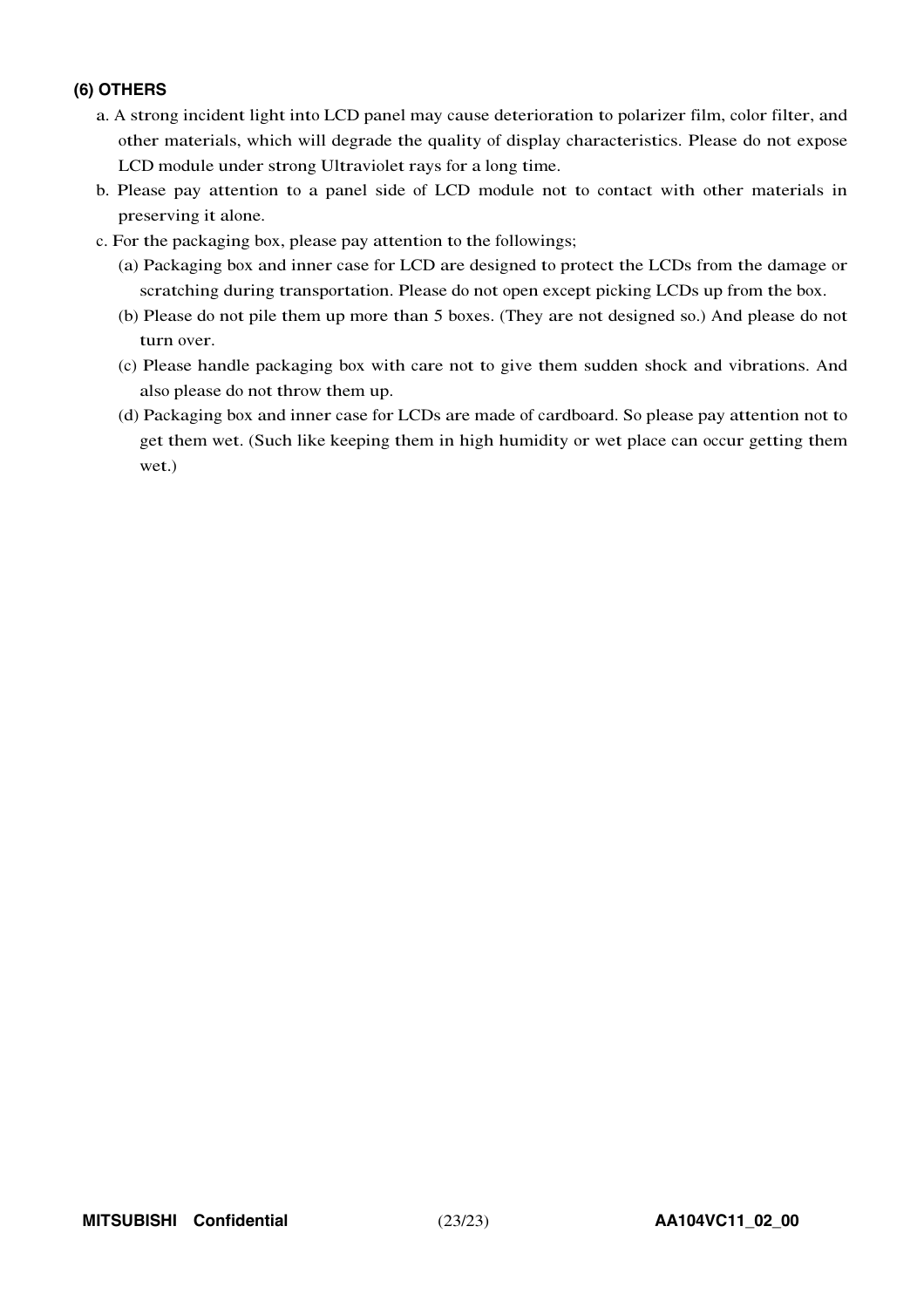**(6) OTHERS**

a. A strong incident light into LCD panel may cause deterioration to polarizer film, color filter, and other materials, which will degrade the quality of display characteristics. Please do not expose LCD module under strong Ultraviolet rays for a long time.

b. Please pay attention to a panel side of LCD module not to contact with other materials in preserving it alone.

c. For the packaging box, please pay attention to the followings;

(a) Packaging box and inner case for LCD are designed to protect the LCDs from the damage or scratching during transportation. Please do not open except picking LCDs up from the box.

(b) Please do not pile them up more than 5 boxes. (They are not designed so.) And please do not turn over.

(c) Please handle packaging box with care not to give them sudden shock and vibrations. And also please do not throw them up.

(d) Packaging box and inner case for LCDs are made of cardboard. So please pay attention not to get them wet. (Such like keeping them in high humidity or wet place can occur getting them wet.)